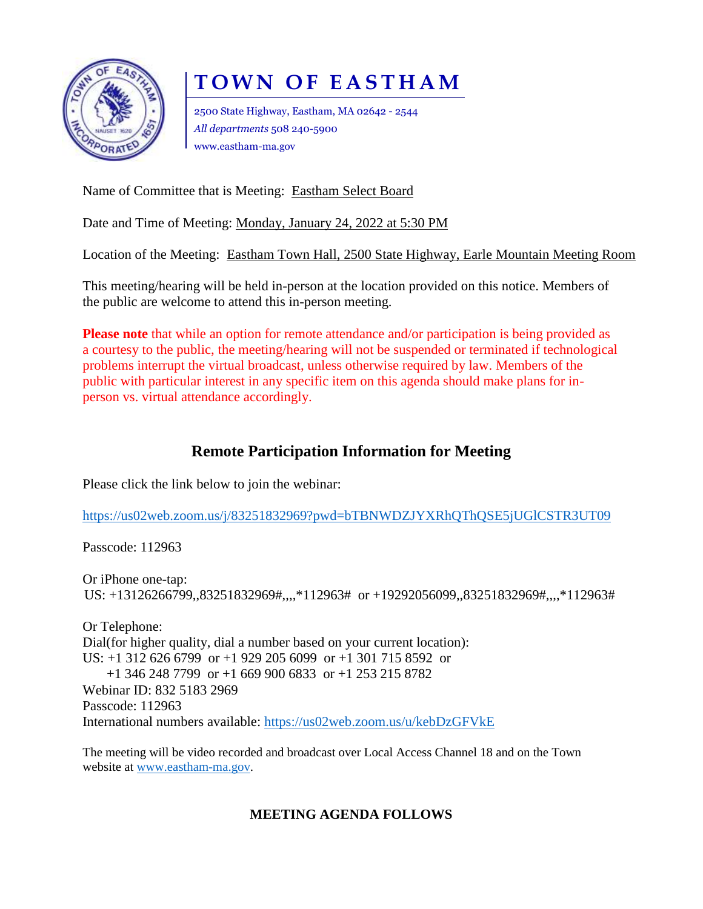# TOWN OF EASTHAM

2500 State Highway, Eastham, MA 02642 - 2544
*All departments* 508 240-5900
www.eastham-ma.gov

Name of Committee that is Meeting: Eastham Select Board

Date and Time of Meeting: Monday, January 24, 2022 at 5:30 PM

Location of the Meeting: Eastham Town Hall, 2500 State Highway, Earle Mountain Meeting Room

This meeting/hearing will be held in-person at the location provided on this notice. Members of the public are welcome to attend this in-person meeting.

**Please note** that while an option for remote attendance and/or participation is being provided as a courtesy to the public, the meeting/hearing will not be suspended or terminated if technological problems interrupt the virtual broadcast, unless otherwise required by law. Members of the public with particular interest in any specific item on this agenda should make plans for in-person vs. virtual attendance accordingly.

## Remote Participation Information for Meeting

Please click the link below to join the webinar:

https://us02web.zoom.us/j/83251832969?pwd=bTBNWDZJYXRhQThQSE5jUGlCSTR3UT09

Passcode: 112963

Or iPhone one-tap:
US: +13126266799,,83251832969#,,,,*112963# or +19292056099,,83251832969#,,,,*112963#

Or Telephone:
Dial(for higher quality, dial a number based on your current location):
US: +1 312 626 6799 or +1 929 205 6099 or +1 301 715 8592 or
+1 346 248 7799 or +1 669 900 6833 or +1 253 215 8782
Webinar ID: 832 5183 2969
Passcode: 112963
International numbers available: https://us02web.zoom.us/u/kebDzGFVkE

The meeting will be video recorded and broadcast over Local Access Channel 18 and on the Town website at www.eastham-ma.gov.

**MEETING AGENDA FOLLOWS**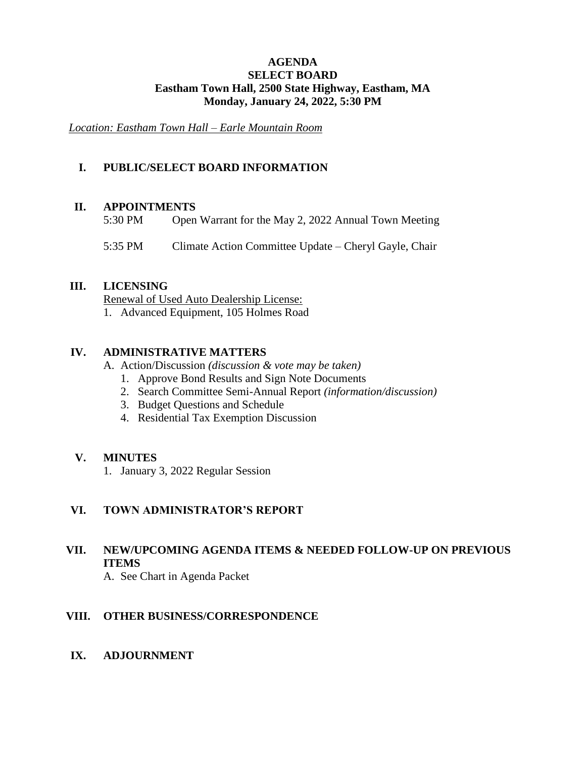# AGENDA
## SELECT BOARD
## Eastham Town Hall, 2500 State Highway, Eastham, MA
## Monday, January 24, 2022, 5:30 PM

*Location: Eastham Town Hall – Earle Mountain Room*

## I. PUBLIC/SELECT BOARD INFORMATION

## II. APPOINTMENTS

5:30 PM Open Warrant for the May 2, 2022 Annual Town Meeting

5:35 PM Climate Action Committee Update – Cheryl Gayle, Chair

## III. LICENSING

Renewal of Used Auto Dealership License:

1. Advanced Equipment, 105 Holmes Road

## IV. ADMINISTRATIVE MATTERS

A. Action/Discussion *(discussion & vote may be taken)*
   1. Approve Bond Results and Sign Note Documents
   2. Search Committee Semi-Annual Report *(information/discussion)*
   3. Budget Questions and Schedule
   4. Residential Tax Exemption Discussion

## V. MINUTES

1. January 3, 2022 Regular Session

## VI. TOWN ADMINISTRATOR'S REPORT

## VII. NEW/UPCOMING AGENDA ITEMS & NEEDED FOLLOW-UP ON PREVIOUS ITEMS

A. See Chart in Agenda Packet

## VIII. OTHER BUSINESS/CORRESPONDENCE

## IX. ADJOURNMENT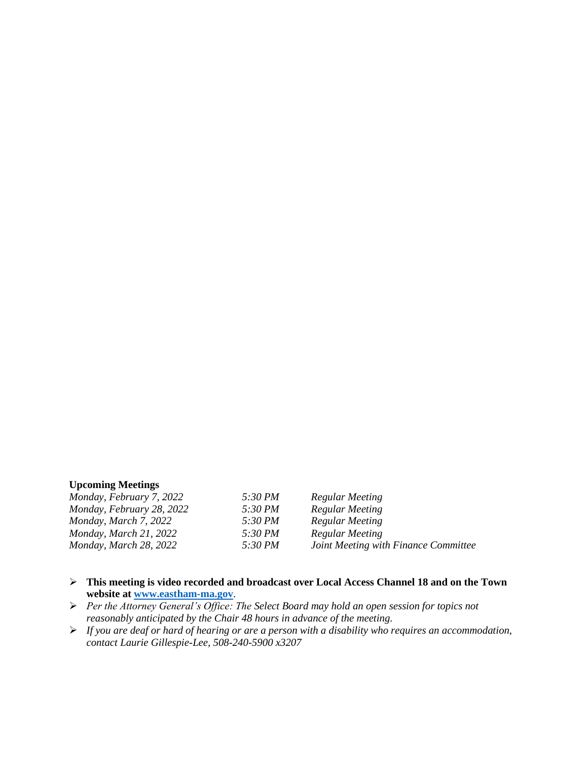**Upcoming Meetings**

| | | |
|---|---|---|
| *Monday, February 7, 2022* | *5:30 PM* | *Regular Meeting* |
| *Monday, February 28, 2022* | *5:30 PM* | *Regular Meeting* |
| *Monday, March 7, 2022* | *5:30 PM* | *Regular Meeting* |
| *Monday, March 21, 2022* | *5:30 PM* | *Regular Meeting* |
| *Monday, March 28, 2022* | *5:30 PM* | *Joint Meeting with Finance Committee* |

- **This meeting is video recorded and broadcast over Local Access Channel 18 and on the Town website at [www.eastham-ma.gov](http://www.eastham-ma.gov).**
- *Per the Attorney General's Office: The Select Board may hold an open session for topics not reasonably anticipated by the Chair 48 hours in advance of the meeting.*
- *If you are deaf or hard of hearing or are a person with a disability who requires an accommodation, contact Laurie Gillespie-Lee, 508-240-5900 x3207*